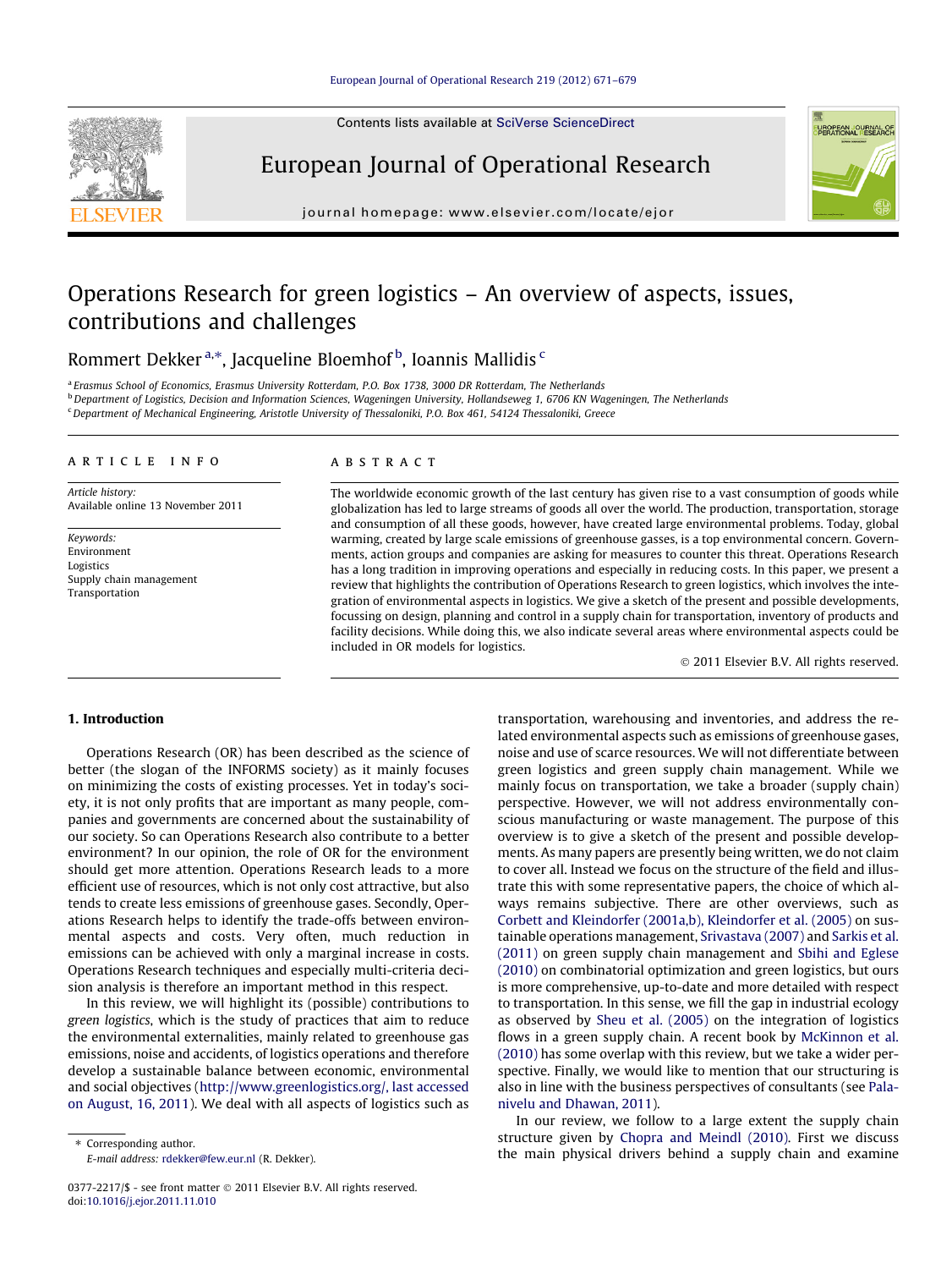Contents lists available at SciVerse ScienceDirect

European Journal of Operational Research

journal homepage: www.elsevier.com/locate/ejor

# Operations Research for green logistics – An overview of aspects, issues, contributions and challenges

Rommert Dekker [a,*], Jacqueline Bloemhof [b], Ioannis Mallidis [c]

[a] Erasmus School of Economics, Erasmus University Rotterdam, P.O. Box 1738, 3000 DR Rotterdam, The Netherlands
[b] Department of Logistics, Decision and Information Sciences, Wageningen University, Hollandseweg 1, 6706 KN Wageningen, The Netherlands
[c] Department of Mechanical Engineering, Aristotle University of Thessaloniki, P.O. Box 461, 54124 Thessaloniki, Greece

**ARTICLE INFO**

*Article history:*
Available online 13 November 2011

*Keywords:*
Environment
Logistics
Supply chain management
Transportation

**ABSTRACT**

The worldwide economic growth of the last century has given rise to a vast consumption of goods while globalization has led to large streams of goods all over the world. The production, transportation, storage and consumption of all these goods, however, have created large environmental problems. Today, global warming, created by large scale emissions of greenhouse gasses, is a top environmental concern. Governments, action groups and companies are asking for measures to counter this threat. Operations Research has a long tradition in improving operations and especially in reducing costs. In this paper, we present a review that highlights the contribution of Operations Research to green logistics, which involves the integration of environmental aspects in logistics. We give a sketch of the present and possible developments, focussing on design, planning and control in a supply chain for transportation, inventory of products and facility decisions. While doing this, we also indicate several areas where environmental aspects could be included in OR models for logistics.

© 2011 Elsevier B.V. All rights reserved.

## 1. Introduction

Operations Research (OR) has been described as the science of better (the slogan of the INFORMS society) as it mainly focuses on minimizing the costs of existing processes. Yet in today's society, it is not only profits that are important as many people, companies and governments are concerned about the sustainability of our society. So can Operations Research also contribute to a better environment? In our opinion, the role of OR for the environment should get more attention. Operations Research leads to a more efficient use of resources, which is not only cost attractive, but also tends to create less emissions of greenhouse gasses. Secondly, Operations Research helps to identify the trade-offs between environmental aspects and costs. Very often, much reduction in emissions can be achieved with only a marginal increase in costs. Operations Research techniques and especially multi-criteria decision analysis is therefore an important method in this respect.

In this review, we will highlight its (possible) contributions to *green logistics*, which is the study of practices that aim to reduce the environmental externalities, mainly related to greenhouse gas emissions, noise and accidents, of logistics operations and therefore develop a sustainable balance between economic, environmental and social objectives (http://www.greenlogistics.org/, last accessed on August, 16, 2011). We deal with all aspects of logistics such as transportation, warehousing and inventories, and address the related environmental aspects such as emissions of greenhouse gases, noise and use of scarce resources. We will not differentiate between green logistics and green supply chain management. While we mainly focus on transportation, we take a broader (supply chain) perspective. However, we will not address environmentally conscious manufacturing or waste management. The purpose of this overview is to give a sketch of the present and possible developments. As many papers are presently being written, we do not claim to cover all. Instead we focus on the structure of the field and illustrate this with some representative papers, the choice of which always remains subjective. There are other overviews, such as Corbett and Kleindorfer (2001a,b), Kleindorfer et al. (2005) on sustainable operations management, Srivastava (2007) and Sarkis et al. (2011) on green supply chain management and Sbihi and Eglese (2010) on combinatorial optimization and green logistics, but ours is more comprehensive, up-to-date and more detailed with respect to transportation. In this sense, we fill the gap in industrial ecology as observed by Sheu et al. (2005) on the integration of logistics flows in a green supply chain. A recent book by McKinnon et al. (2010) has some overlap with this review, but we take a wider perspective. Finally, we would like to mention that our structuring is also in line with the business perspectives of consultants (see Palanivelu and Dhawan, 2011).

In our review, we follow to a large extent the supply chain structure given by Chopra and Meindl (2010). First we discuss the main physical drivers behind a supply chain and examine

* Corresponding author.
*E-mail address:* rdekker@few.eur.nl (R. Dekker).

0377-2217/$ - see front matter © 2011 Elsevier B.V. All rights reserved.
doi:10.1016/j.ejor.2011.11.010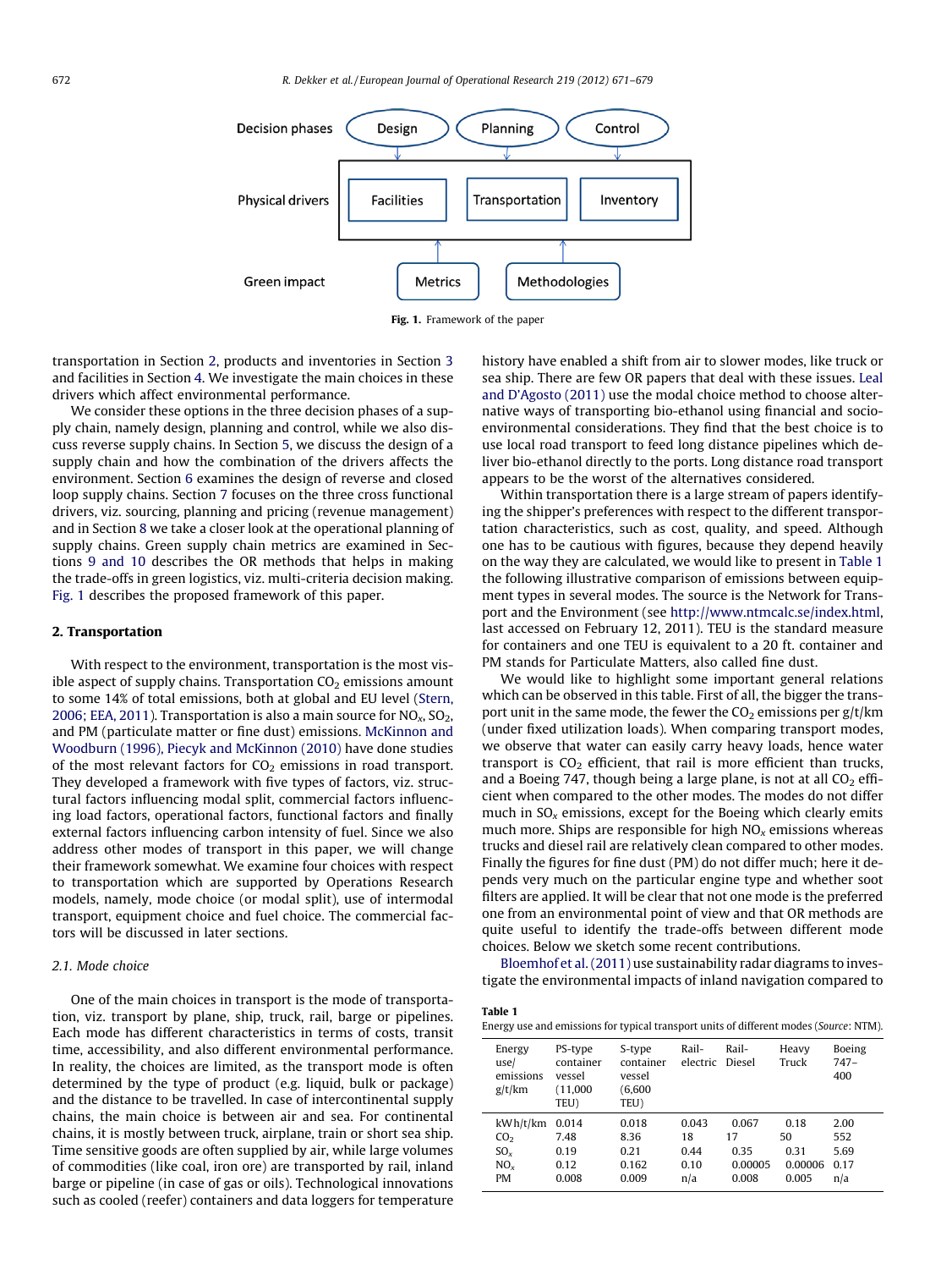Decision phases

Design

Planning

Control

Physical drivers

Facilities

Transportation

Inventory

Green impact

Metrics

Methodologies

**Fig. 1.** Framework of the paper

transportation in Section 2, products and inventories in Section 3 and facilities in Section 4. We investigate the main choices in these drivers which affect environmental performance.

We consider these options in the three decision phases of a supply chain, namely design, planning and control, while we also discuss reverse supply chains. In Section 5, we discuss the design of a supply chain and how the combination of the drivers affects the environment. Section 6 examines the design of reverse and closed loop supply chains. Section 7 focuses on the three cross functional drivers, viz. sourcing, planning and pricing (revenue management) and in Section 8 we take a closer look at the operational planning of supply chains. Green supply chain metrics are examined in Sections 9 and 10 describes the OR methods that helps in making the trade-offs in green logistics, viz. multi-criteria decision making. Fig. 1 describes the proposed framework of this paper.

## 2. Transportation

With respect to the environment, transportation is the most visible aspect of supply chains. Transportation $CO_2$ emissions amount to some 14% of total emissions, both at global and EU level (Stern, 2006; EEA, 2011). Transportation is also a main source for $NO_x$, $SO_2$, and PM (particulate matter or fine dust) emissions. McKinnon and Woodburn (1996), Piecyk and McKinnon (2010) have done studies of the most relevant factors for $CO_2$ emissions in road transport. They developed a framework with five types of factors, viz. structural factors influencing modal split, commercial factors influencing load factors, operational factors, functional factors and finally external factors influencing carbon intensity of fuel. Since we also address other modes of transport in this paper, we will change their framework somewhat. We examine four choices with respect to transportation which are supported by Operations Research models, namely, mode choice (or modal split), use of intermodal transport, equipment choice and fuel choice. The commercial factors will be discussed in later sections.

### *2.1. Mode choice*

One of the main choices in transport is the mode of transportation, viz. transport by plane, ship, truck, rail, barge or pipelines. Each mode has different characteristics in terms of costs, transit time, accessibility, and also different environmental performance. In reality, the choices are limited, as the transport mode is often determined by the type of product (e.g. liquid, bulk or package) and the distance to be travelled. In case of intercontinental supply chains, the main choice is between air and sea. For continental chains, it is mostly between truck, airplane, train or short sea ship. Time sensitive goods are often supplied by air, while large volumes of commodities (like coal, iron ore) are transported by rail, inland barge or pipeline (in case of gas or oils). Technological innovations such as cooled (reefer) containers and data loggers for temperature history have enabled a shift from air to slower modes, like truck or sea ship. There are few OR papers that deal with these issues. Leal and D'Agosto (2011) use the modal choice method to choose alternative ways of transporting bio-ethanol using financial and socio-environmental considerations. They find that the best choice is to use local road transport to feed long distance pipelines which deliver bio-ethanol directly to the ports. Long distance road transport appears to be the worst of the alternatives considered.

Within transportation there is a large stream of papers identifying the shipper's preferences with respect to the different transportation characteristics, such as cost, quality, and speed. Although one has to be cautious with figures, because they depend heavily on the way they are calculated, we would like to present in Table 1 the following illustrative comparison of emissions between equipment types in several modes. The source is the Network for Transport and the Environment (see http://www.ntmcalc.se/index.html, last accessed on February 12, 2011). TEU is the standard measure for containers and one TEU is equivalent to a 20 ft. container and PM stands for Particulate Matters, also called fine dust.

We would like to highlight some important general relations which can be observed in this table. First of all, the bigger the transport unit in the same mode, the fewer the $CO_2$ emissions per g/t/km (under fixed utilization loads). When comparing transport modes, we observe that water can easily carry heavy loads, hence water transport is $CO_2$ efficient, that rail is more efficient than trucks, and a Boeing 747, though being a large plane, is not at all $CO_2$ efficient when compared to the other modes. The modes do not differ much in $SO_x$ emissions, except for the Boeing which clearly emits much more. Ships are responsible for high $NO_x$ emissions whereas trucks and diesel rail are relatively clean compared to other modes. Finally the figures for fine dust (PM) do not differ much; here it depends very much on the particular engine type and whether soot filters are applied. It will be clear that not one mode is the preferred one from an environmental point of view and that OR methods are quite useful to identify the trade-offs between different mode choices. Below we sketch some recent contributions.

Bloemhof et al. (2011) use sustainability radar diagrams to investigate the environmental impacts of inland navigation compared to

**Table 1**
Energy use and emissions for typical transport units of different modes (*Source*: NTM).

| Energy use/ emissions g/t/km | PS-type container vessel (11,000 TEU) | S-type container vessel (6,600 TEU) | Rail-electric | Rail-Diesel | Heavy Truck | Boeing 747–400 |
|---|---|---|---|---|---|---|
| kWh/t/km | 0.014 | 0.018 | 0.043 | 0.067 | 0.18 | 2.00 |
| $CO_2$ | 7.48 | 8.36 | 18 | 17 | 50 | 552 |
| $SO_x$ | 0.19 | 0.21 | 0.44 | 0.35 | 0.31 | 5.69 |
| $NO_x$ | 0.12 | 0.162 | 0.10 | 0.00005 | 0.00006 | 0.17 |
| PM | 0.008 | 0.009 | n/a | 0.008 | 0.005 | n/a |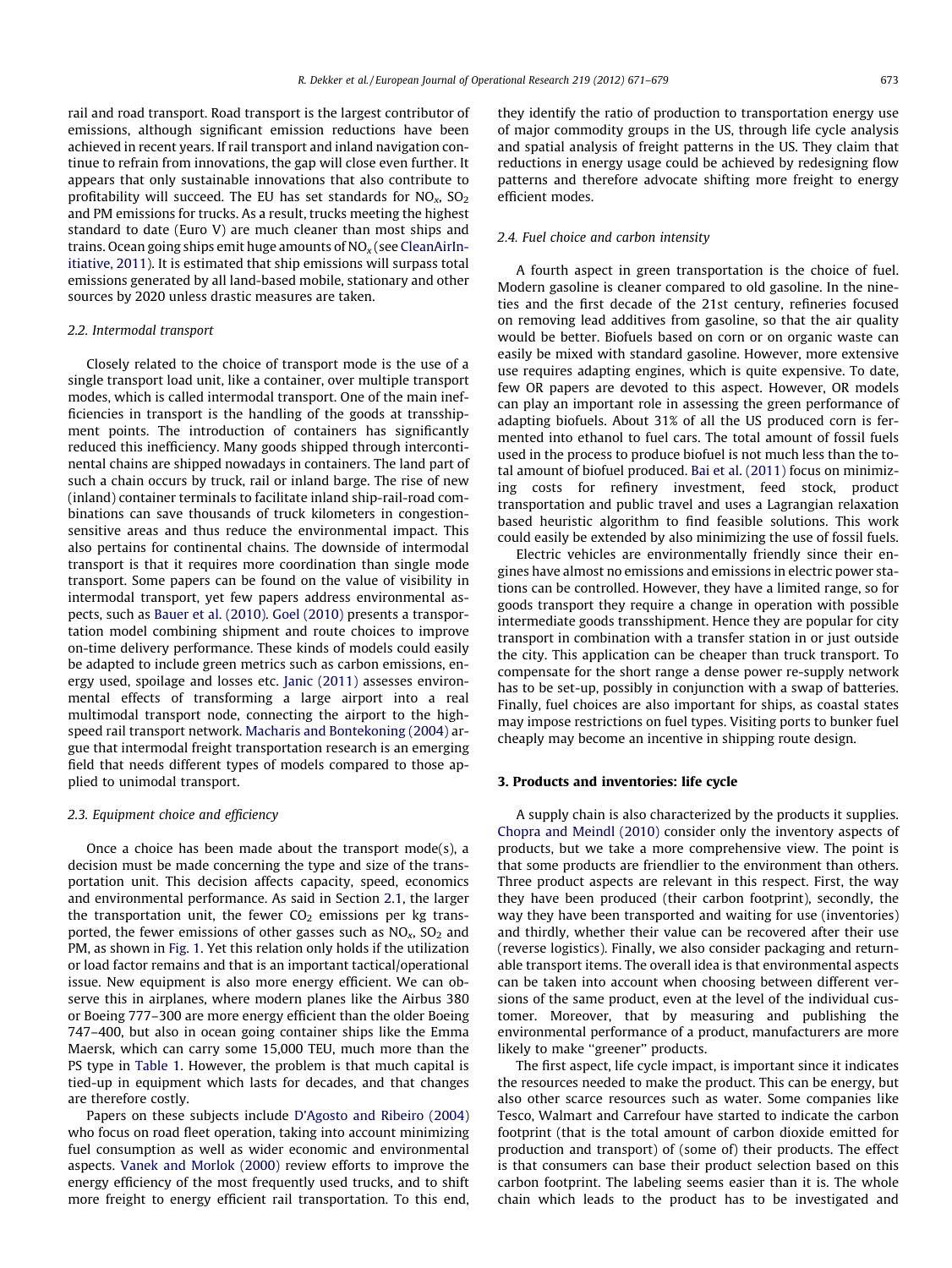rail and road transport. Road transport is the largest contributor of emissions, although significant emission reductions have been achieved in recent years. If rail transport and inland navigation continue to refrain from innovations, the gap will close even further. It appears that only sustainable innovations that also contribute to profitability will succeed. The EU has set standards for $NO_x$, $SO_2$ and PM emissions for trucks. As a result, trucks meeting the highest standard to date (Euro V) are much cleaner than most ships and trains. Ocean going ships emit huge amounts of $NO_x$ (see CleanAirInitiative, 2011). It is estimated that ship emissions will surpass total emissions generated by all land-based mobile, stationary and other sources by 2020 unless drastic measures are taken.

### 2.2. Intermodal transport

Closely related to the choice of transport mode is the use of a single transport load unit, like a container, over multiple transport modes, which is called intermodal transport. One of the main inefficiencies in transport is the handling of the goods at transshipment points. The introduction of containers has significantly reduced this inefficiency. Many goods shipped through intercontinental chains are shipped nowadays in containers. The land part of such a chain occurs by truck, rail or inland barge. The rise of new (inland) container terminals to facilitate inland ship-rail-road combinations can save thousands of truck kilometers in congestion-sensitive areas and thus reduce the environmental impact. This also pertains for continental chains. The downside of intermodal transport is that it requires more coordination than single mode transport. Some papers can be found on the value of visibility in intermodal transport, yet few papers address environmental aspects, such as Bauer et al. (2010). Goel (2010) presents a transportation model combining shipment and route choices to improve on-time delivery performance. These kinds of models could easily be adapted to include green metrics such as carbon emissions, energy used, spoilage and losses etc. Janic (2011) assesses environmental effects of transforming a large airport into a real multimodal transport node, connecting the airport to the high-speed rail transport network. Macharis and Bontekoning (2004) argue that intermodal freight transportation research is an emerging field that needs different types of models compared to those applied to unimodal transport.

### 2.3. Equipment choice and efficiency

Once a choice has been made about the transport mode(s), a decision must be made concerning the type and size of the transportation unit. This decision affects capacity, speed, economics and environmental performance. As said in Section 2.1, the larger the transportation unit, the fewer $CO_2$ emissions per kg transported, the fewer emissions of other gasses such as $NO_x$, $SO_2$ and PM, as shown in Fig. 1. Yet this relation only holds if the utilization or load factor remains and that is an important tactical/operational issue. New equipment is also more energy efficient. We can observe this in airplanes, where modern planes like the Airbus 380 or Boeing 777–300 are more energy efficient than the older Boeing 747–400, but also in ocean going container ships like the Emma Maersk, which can carry some 15,000 TEU, much more than the PS type in Table 1. However, the problem is that much capital is tied-up in equipment which lasts for decades, and that changes are therefore costly.

Papers on these subjects include D'Agosto and Ribeiro (2004) who focus on road fleet operation, taking into account minimizing fuel consumption as well as wider economic and environmental aspects. Vanek and Morlok (2000) review efforts to improve the energy efficiency of the most frequently used trucks, and to shift more freight to energy efficient rail transportation. To this end, they identify the ratio of production to transportation energy use of major commodity groups in the US, through life cycle analysis and spatial analysis of freight patterns in the US. They claim that reductions in energy usage could be achieved by redesigning flow patterns and therefore advocate shifting more freight to energy efficient modes.

### 2.4. Fuel choice and carbon intensity

A fourth aspect in green transportation is the choice of fuel. Modern gasoline is cleaner compared to old gasoline. In the nineties and the first decade of the 21st century, refineries focused on removing lead additives from gasoline, so that the air quality would be better. Biofuels based on corn or on organic waste can easily be mixed with standard gasoline. However, more extensive use requires adapting engines, which is quite expensive. To date, few OR papers are devoted to this aspect. However, OR models can play an important role in assessing the green performance of adapting biofuels. About 31% of all the US produced corn is fermented into ethanol to fuel cars. The total amount of fossil fuels used in the process to produce biofuel is not much less than the total amount of biofuel produced. Bai et al. (2011) focus on minimizing costs for refinery investment, feed stock, product transportation and public travel and uses a Lagrangian relaxation based heuristic algorithm to find feasible solutions. This work could easily be extended by also minimizing the use of fossil fuels.

Electric vehicles are environmentally friendly since their engines have almost no emissions and emissions in electric power stations can be controlled. However, they have a limited range, so for goods transport they require a change in operation with possible intermediate goods transshipment. Hence they are popular for city transport in combination with a transfer station in or just outside the city. This application can be cheaper than truck transport. To compensate for the short range a dense power re-supply network has to be set-up, possibly in conjunction with a swap of batteries. Finally, fuel choices are also important for ships, as coastal states may impose restrictions on fuel types. Visiting ports to bunker fuel cheaply may become an incentive in shipping route design.

## 3. Products and inventories: life cycle

A supply chain is also characterized by the products it supplies. Chopra and Meindl (2010) consider only the inventory aspects of products, but we take a more comprehensive view. The point is that some products are friendlier to the environment than others. Three product aspects are relevant in this respect. First, the way they have been produced (their carbon footprint), secondly, the way they have been transported and waiting for use (inventories) and thirdly, whether their value can be recovered after their use (reverse logistics). Finally, we also consider packaging and returnable transport items. The overall idea is that environmental aspects can be taken into account when choosing between different versions of the same product, even at the level of the individual customer. Moreover, that by measuring and publishing the environmental performance of a product, manufacturers are more likely to make "greener" products.

The first aspect, life cycle impact, is important since it indicates the resources needed to make the product. This can be energy, but also other scarce resources such as water. Some companies like Tesco, Walmart and Carrefour have started to indicate the carbon footprint (that is the total amount of carbon dioxide emitted for production and transport) of (some of) their products. The effect is that consumers can base their product selection based on this carbon footprint. The labeling seems easier than it is. The whole chain which leads to the product has to be investigated and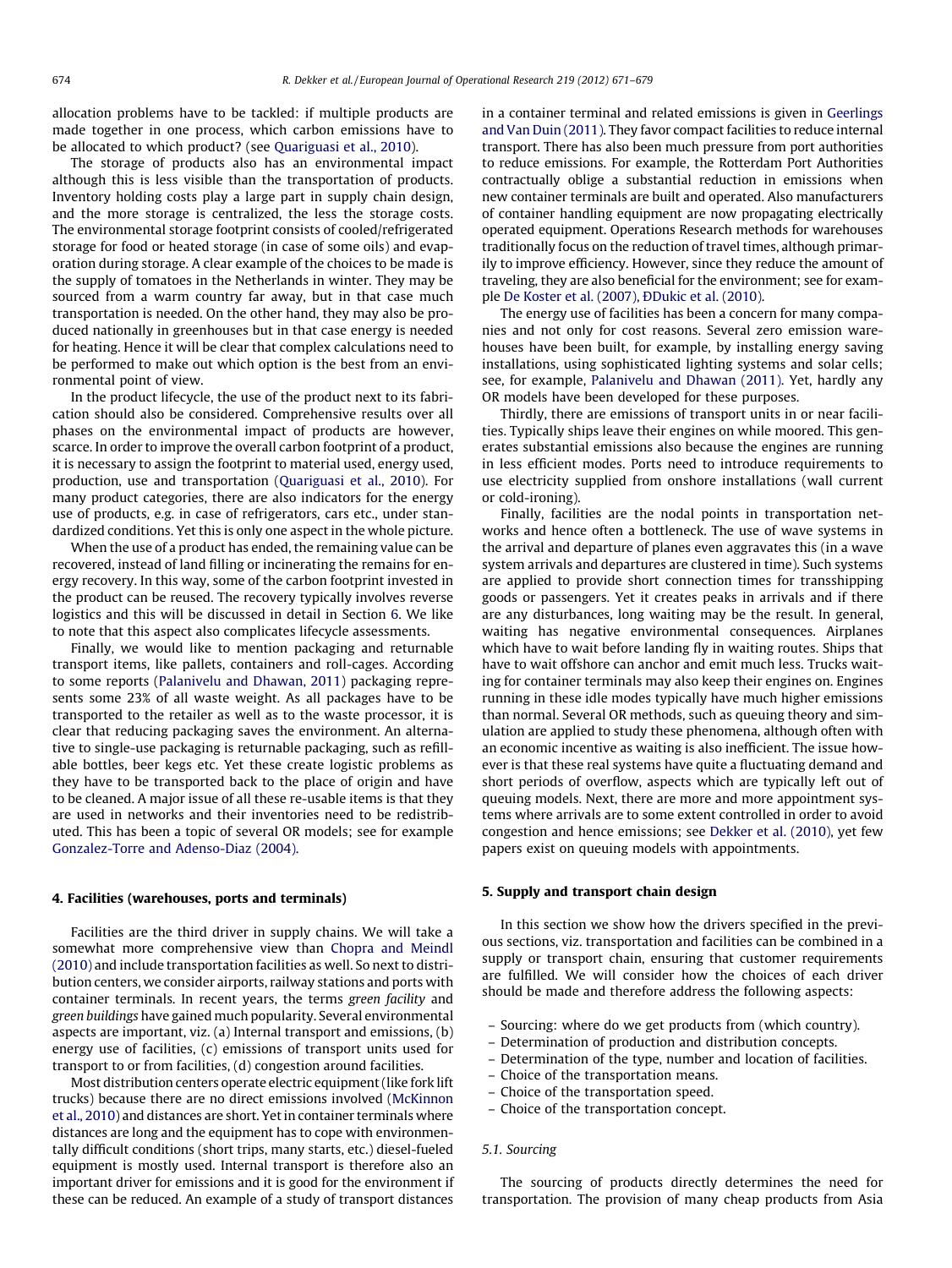allocation problems have to be tackled: if multiple products are made together in one process, which carbon emissions have to be allocated to which product? (see Quariguasi et al., 2010).

The storage of products also has an environmental impact although this is less visible than the transportation of products. Inventory holding costs play a large part in supply chain design, and the more storage is centralized, the less the storage costs. The environmental storage footprint consists of cooled/refrigerated storage for food or heated storage (in case of some oils) and evaporation during storage. A clear example of the choices to be made is the supply of tomatoes in the Netherlands in winter. They may be sourced from a warm country far away, but in that case much transportation is needed. On the other hand, they may also be produced nationally in greenhouses but in that case energy is needed for heating. Hence it will be clear that complex calculations need to be performed to make out which option is the best from an environmental point of view.

In the product lifecycle, the use of the product next to its fabrication should also be considered. Comprehensive results over all phases on the environmental impact of products are however, scarce. In order to improve the overall carbon footprint of a product, it is necessary to assign the footprint to material used, energy used, production, use and transportation (Quariguasi et al., 2010). For many product categories, there are also indicators for the energy use of products, e.g. in case of refrigerators, cars etc., under standardized conditions. Yet this is only one aspect in the whole picture.

When the use of a product has ended, the remaining value can be recovered, instead of land filling or incinerating the remains for energy recovery. In this way, some of the carbon footprint invested in the product can be reused. The recovery typically involves reverse logistics and this will be discussed in detail in Section 6. We like to note that this aspect also complicates lifecycle assessments.

Finally, we would like to mention packaging and returnable transport items, like pallets, containers and roll-cages. According to some reports (Palanivelu and Dhawan, 2011) packaging represents some 23% of all waste weight. As all packages have to be transported to the retailer as well as to the waste processor, it is clear that reducing packaging saves the environment. An alternative to single-use packaging is returnable packaging, such as refillable bottles, beer kegs etc. Yet these create logistic problems as they have to be transported back to the place of origin and have to be cleaned. A major issue of all these re-usable items is that they are used in networks and their inventories need to be redistributed. This has been a topic of several OR models; see for example Gonzalez-Torre and Adenso-Diaz (2004).

## 4. Facilities (warehouses, ports and terminals)

Facilities are the third driver in supply chains. We will take a somewhat more comprehensive view than Chopra and Meindl (2010) and include transportation facilities as well. So next to distribution centers, we consider airports, railway stations and ports with container terminals. In recent years, the terms *green facility* and *green buildings* have gained much popularity. Several environmental aspects are important, viz. (a) Internal transport and emissions, (b) energy use of facilities, (c) emissions of transport units used for transport to or from facilities, (d) congestion around facilities.

Most distribution centers operate electric equipment (like fork lift trucks) because there are no direct emissions involved (McKinnon et al., 2010) and distances are short. Yet in container terminals where distances are long and the equipment has to cope with environmentally difficult conditions (short trips, many starts, etc.) diesel-fueled equipment is mostly used. Internal transport is therefore also an important driver for emissions and it is good for the environment if these can be reduced. An example of a study of transport distances in a container terminal and related emissions is given in Geerlings and Van Duin (2011). They favor compact facilities to reduce internal transport. There has also been much pressure from port authorities to reduce emissions. For example, the Rotterdam Port Authorities contractually oblige a substantial reduction in emissions when new container terminals are built and operated. Also manufacturers of container handling equipment are now propagating electrically operated equipment. Operations Research methods for warehouses traditionally focus on the reduction of travel times, although primarily to improve efficiency. However, since they reduce the amount of traveling, they are also beneficial for the environment; see for example De Koster et al. (2007), ĐDukic et al. (2010).

The energy use of facilities has been a concern for many companies and not only for cost reasons. Several zero emission warehouses have been built, for example, by installing energy saving installations, using sophisticated lighting systems and solar cells; see, for example, Palanivelu and Dhawan (2011). Yet, hardly any OR models have been developed for these purposes.

Thirdly, there are emissions of transport units in or near facilities. Typically ships leave their engines on while moored. This generates substantial emissions also because the engines are running in less efficient modes. Ports need to introduce requirements to use electricity supplied from onshore installations (wall current or cold-ironing).

Finally, facilities are the nodal points in transportation networks and hence often a bottleneck. The use of wave systems in the arrival and departure of planes even aggravates this (in a wave system arrivals and departures are clustered in time). Such systems are applied to provide short connection times for transshipping goods or passengers. Yet it creates peaks in arrivals and if there are any disturbances, long waiting may be the result. In general, waiting has negative environmental consequences. Airplanes which have to wait before landing fly in waiting routes. Ships that have to wait offshore can anchor and emit much less. Trucks waiting for container terminals may also keep their engines on. Engines running in these idle modes typically have much higher emissions than normal. Several OR methods, such as queuing theory and simulation are applied to study these phenomena, although often with an economic incentive as waiting is also inefficient. The issue however is that these real systems have quite a fluctuating demand and short periods of overflow, aspects which are typically left out of queuing models. Next, there are more and more appointment systems where arrivals are to some extent controlled in order to avoid congestion and hence emissions; see Dekker et al. (2010), yet few papers exist on queuing models with appointments.

## 5. Supply and transport chain design

In this section we show how the drivers specified in the previous sections, viz. transportation and facilities can be combined in a supply or transport chain, ensuring that customer requirements are fulfilled. We will consider how the choices of each driver should be made and therefore address the following aspects:

- Sourcing: where do we get products from (which country).
- Determination of production and distribution concepts.
- Determination of the type, number and location of facilities.
- Choice of the transportation means.
- Choice of the transportation speed.
- Choice of the transportation concept.

### 5.1. Sourcing

The sourcing of products directly determines the need for transportation. The provision of many cheap products from Asia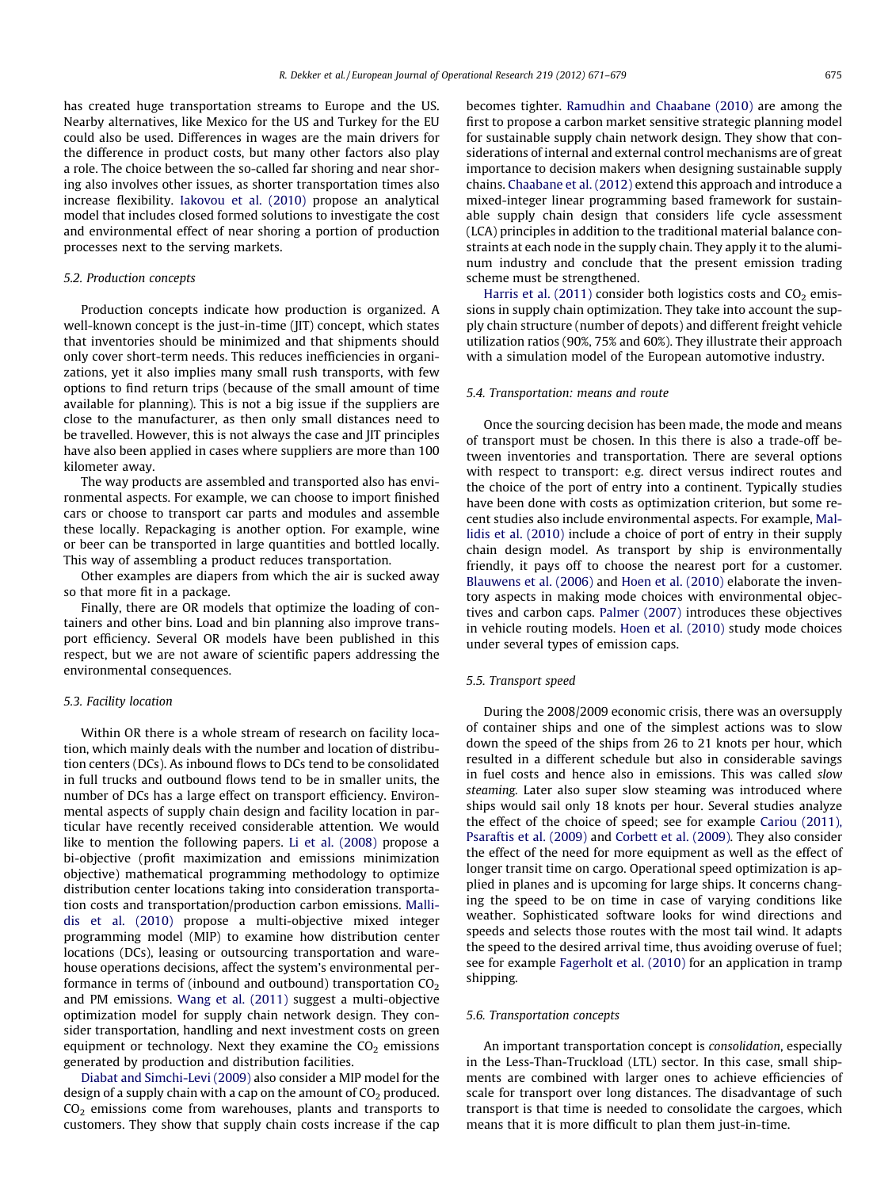has created huge transportation streams to Europe and the US. Nearby alternatives, like Mexico for the US and Turkey for the EU could also be used. Differences in wages are the main drivers for the difference in product costs, but many other factors also play a role. The choice between the so-called far shoring and near shoring also involves other issues, as shorter transportation times also increase flexibility. Iakovou et al. (2010) propose an analytical model that includes closed formed solutions to investigate the cost and environmental effect of near shoring a portion of production processes next to the serving markets.

### 5.2. Production concepts

Production concepts indicate how production is organized. A well-known concept is the just-in-time (JIT) concept, which states that inventories should be minimized and that shipments should only cover short-term needs. This reduces inefficiencies in organizations, yet it also implies many small rush transports, with few options to find return trips (because of the small amount of time available for planning). This is not a big issue if the suppliers are close to the manufacturer, as then only small distances need to be travelled. However, this is not always the case and JIT principles have also been applied in cases where suppliers are more than 100 kilometer away.

The way products are assembled and transported also has environmental aspects. For example, we can choose to import finished cars or choose to transport car parts and modules and assemble these locally. Repackaging is another option. For example, wine or beer can be transported in large quantities and bottled locally. This way of assembling a product reduces transportation.

Other examples are diapers from which the air is sucked away so that more fit in a package.

Finally, there are OR models that optimize the loading of containers and other bins. Load and bin planning also improve transport efficiency. Several OR models have been published in this respect, but we are not aware of scientific papers addressing the environmental consequences.

### 5.3. Facility location

Within OR there is a whole stream of research on facility location, which mainly deals with the number and location of distribution centers (DCs). As inbound flows to DCs tend to be consolidated in full trucks and outbound flows tend to be in smaller units, the number of DCs has a large effect on transport efficiency. Environmental aspects of supply chain design and facility location in particular have recently received considerable attention. We would like to mention the following papers. Li et al. (2008) propose a bi-objective (profit maximization and emissions minimization objective) mathematical programming methodology to optimize distribution center locations taking into consideration transportation costs and transportation/production carbon emissions. Mallidis et al. (2010) propose a multi-objective mixed integer programming model (MIP) to examine how distribution center locations (DCs), leasing or outsourcing transportation and warehouse operations decisions, affect the system's environmental performance in terms of (inbound and outbound) transportation $CO_2$ and PM emissions. Wang et al. (2011) suggest a multi-objective optimization model for supply chain network design. They consider transportation, handling and next investment costs on green equipment or technology. Next they examine the $CO_2$ emissions generated by production and distribution facilities.

Diabat and Simchi-Levi (2009) also consider a MIP model for the design of a supply chain with a cap on the amount of $CO_2$ produced. $CO_2$ emissions come from warehouses, plants and transports to customers. They show that supply chain costs increase if the cap becomes tighter. Ramudhin and Chaabane (2010) are among the first to propose a carbon market sensitive strategic planning model for sustainable supply chain network design. They show that considerations of internal and external control mechanisms are of great importance to decision makers when designing sustainable supply chains. Chaabane et al. (2012) extend this approach and introduce a mixed-integer linear programming based framework for sustainable supply chain design that considers life cycle assessment (LCA) principles in addition to the traditional material balance constraints at each node in the supply chain. They apply it to the aluminum industry and conclude that the present emission trading scheme must be strengthened.

Harris et al. (2011) consider both logistics costs and $CO_2$ emissions in supply chain optimization. They take into account the supply chain structure (number of depots) and different freight vehicle utilization ratios (90%, 75% and 60%). They illustrate their approach with a simulation model of the European automotive industry.

### 5.4. Transportation: means and route

Once the sourcing decision has been made, the mode and means of transport must be chosen. In this there is also a trade-off between inventories and transportation. There are several options with respect to transport: e.g. direct versus indirect routes and the choice of the port of entry into a continent. Typically studies have been done with costs as optimization criterion, but some recent studies also include environmental aspects. For example, Mallidis et al. (2010) include a choice of port of entry in their supply chain design model. As transport by ship is environmentally friendly, it pays off to choose the nearest port for a customer. Blauwens et al. (2006) and Hoen et al. (2010) elaborate the inventory aspects in making mode choices with environmental objectives and carbon caps. Palmer (2007) introduces these objectives in vehicle routing models. Hoen et al. (2010) study mode choices under several types of emission caps.

### 5.5. Transport speed

During the 2008/2009 economic crisis, there was an oversupply of container ships and one of the simplest actions was to slow down the speed of the ships from 26 to 21 knots per hour, which resulted in a different schedule but also in considerable savings in fuel costs and hence also in emissions. This was called *slow steaming*. Later also super slow steaming was introduced where ships would sail only 18 knots per hour. Several studies analyze the effect of the choice of speed; see for example Cariou (2011), Psaraftis et al. (2009) and Corbett et al. (2009). They also consider the effect of the need for more equipment as well as the effect of longer transit time on cargo. Operational speed optimization is applied in planes and is upcoming for large ships. It concerns changing the speed to be on time in case of varying conditions like weather. Sophisticated software looks for wind directions and speeds and selects those routes with the most tail wind. It adapts the speed to the desired arrival time, thus avoiding overuse of fuel; see for example Fagerholt et al. (2010) for an application in tramp shipping.

### 5.6. Transportation concepts

An important transportation concept is *consolidation*, especially in the Less-Than-Truckload (LTL) sector. In this case, small shipments are combined with larger ones to achieve efficiencies of scale for transport over long distances. The disadvantage of such transport is that time is needed to consolidate the cargoes, which means that it is more difficult to plan them just-in-time.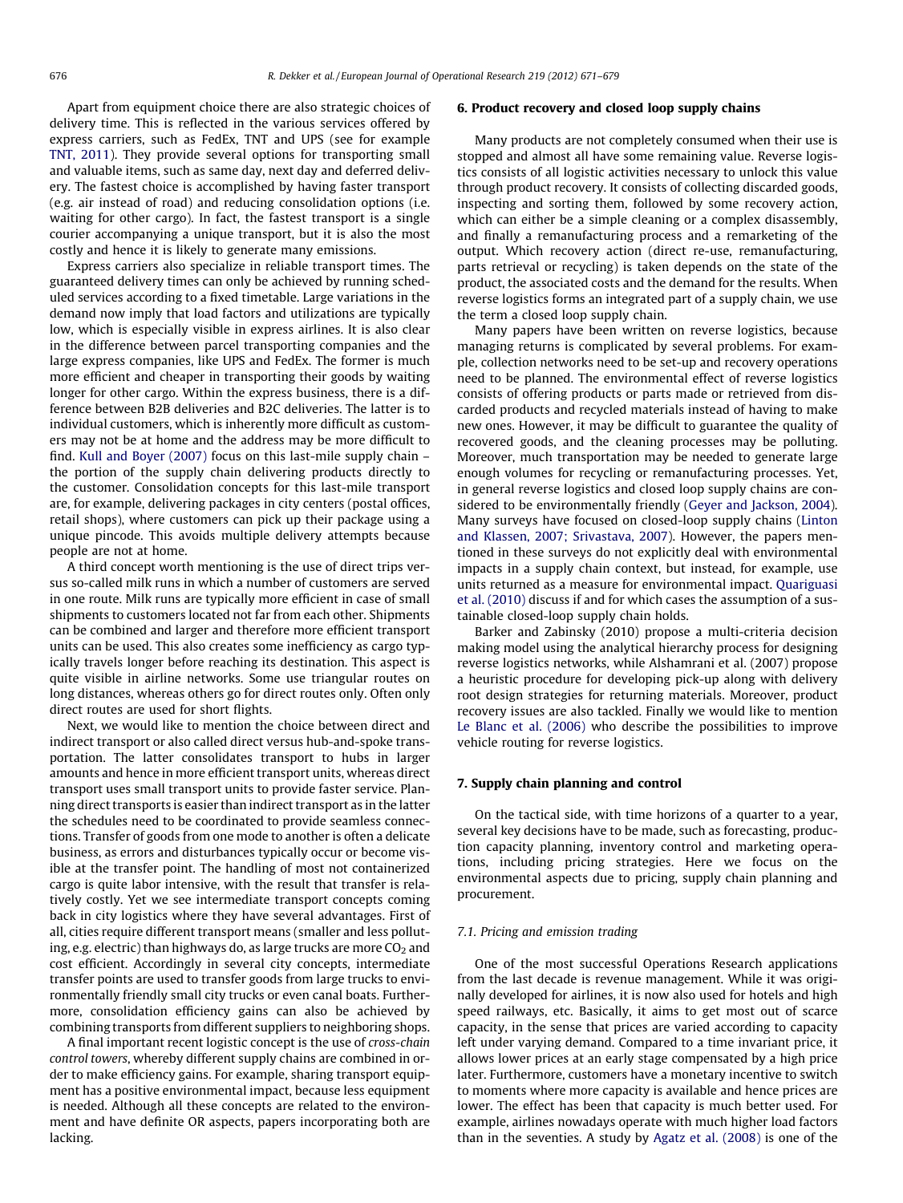Apart from equipment choice there are also strategic choices of delivery time. This is reflected in the various services offered by express carriers, such as FedEx, TNT and UPS (see for example TNT, 2011). They provide several options for transporting small and valuable items, such as same day, next day and deferred delivery. The fastest choice is accomplished by having faster transport (e.g. air instead of road) and reducing consolidation options (i.e. waiting for other cargo). In fact, the fastest transport is a single courier accompanying a unique transport, but it is also the most costly and hence it is likely to generate many emissions.

Express carriers also specialize in reliable transport times. The guaranteed delivery times can only be achieved by running scheduled services according to a fixed timetable. Large variations in the demand now imply that load factors and utilizations are typically low, which is especially visible in express airlines. It is also clear in the difference between parcel transporting companies and the large express companies, like UPS and FedEx. The former is much more efficient and cheaper in transporting their goods by waiting longer for other cargo. Within the express business, there is a difference between B2B deliveries and B2C deliveries. The latter is to individual customers, which is inherently more difficult as customers may not be at home and the address may be more difficult to find. Kull and Boyer (2007) focus on this last-mile supply chain – the portion of the supply chain delivering products directly to the customer. Consolidation concepts for this last-mile transport are, for example, delivering packages in city centers (postal offices, retail shops), where customers can pick up their package using a unique pincode. This avoids multiple delivery attempts because people are not at home.

A third concept worth mentioning is the use of direct trips versus so-called milk runs in which a number of customers are served in one route. Milk runs are typically more efficient in case of small shipments to customers located not far from each other. Shipments can be combined and larger and therefore more efficient transport units can be used. This also creates some inefficiency as cargo typically travels longer before reaching its destination. This aspect is quite visible in airline networks. Some use triangular routes on long distances, whereas others go for direct routes only. Often only direct routes are used for short flights.

Next, we would like to mention the choice between direct and indirect transport or also called direct versus hub-and-spoke transportation. The latter consolidates transport to hubs in larger amounts and hence in more efficient transport units, whereas direct transport uses small transport units to provide faster service. Planning direct transports is easier than indirect transport as in the latter the schedules need to be coordinated to provide seamless connections. Transfer of goods from one mode to another is often a delicate business, as errors and disturbances typically occur or become visible at the transfer point. The handling of most not containerized cargo is quite labor intensive, with the result that transfer is relatively costly. Yet we see intermediate transport concepts coming back in city logistics where they have several advantages. First of all, cities require different transport means (smaller and less polluting, e.g. electric) than highways do, as large trucks are more $CO_2$ and cost efficient. Accordingly in several city concepts, intermediate transfer points are used to transfer goods from large trucks to environmentally friendly small city trucks or even canal boats. Furthermore, consolidation efficiency gains can also be achieved by combining transports from different suppliers to neighboring shops.

A final important recent logistic concept is the use of *cross-chain control towers*, whereby different supply chains are combined in order to make efficiency gains. For example, sharing transport equipment has a positive environmental impact, because less equipment is needed. Although all these concepts are related to the environment and have definite OR aspects, papers incorporating both are lacking.

## 6. Product recovery and closed loop supply chains

Many products are not completely consumed when their use is stopped and almost all have some remaining value. Reverse logistics consists of all logistic activities necessary to unlock this value through product recovery. It consists of collecting discarded goods, inspecting and sorting them, followed by some recovery action, which can either be a simple cleaning or a complex disassembly, and finally a remanufacturing process and a remarketing of the output. Which recovery action (direct re-use, remanufacturing, parts retrieval or recycling) is taken depends on the state of the product, the associated costs and the demand for the results. When reverse logistics forms an integrated part of a supply chain, we use the term a closed loop supply chain.

Many papers have been written on reverse logistics, because managing returns is complicated by several problems. For example, collection networks need to be set-up and recovery operations need to be planned. The environmental effect of reverse logistics consists of offering products or parts made or retrieved from discarded products and recycled materials instead of having to make new ones. However, it may be difficult to guarantee the quality of recovered goods, and the cleaning processes may be polluting. Moreover, much transportation may be needed to generate large enough volumes for recycling or remanufacturing processes. Yet, in general reverse logistics and closed loop supply chains are considered to be environmentally friendly (Geyer and Jackson, 2004). Many surveys have focused on closed-loop supply chains (Linton and Klassen, 2007; Srivastava, 2007). However, the papers mentioned in these surveys do not explicitly deal with environmental impacts in a supply chain context, but instead, for example, use units returned as a measure for environmental impact. Quariguasi et al. (2010) discuss if and for which cases the assumption of a sustainable closed-loop supply chain holds.

Barker and Zabinsky (2010) propose a multi-criteria decision making model using the analytical hierarchy process for designing reverse logistics networks, while Alshamrani et al. (2007) propose a heuristic procedure for developing pick-up along with delivery root design strategies for returning materials. Moreover, product recovery issues are also tackled. Finally we would like to mention Le Blanc et al. (2006) who describe the possibilities to improve vehicle routing for reverse logistics.

## 7. Supply chain planning and control

On the tactical side, with time horizons of a quarter to a year, several key decisions have to be made, such as forecasting, production capacity planning, inventory control and marketing operations, including pricing strategies. Here we focus on the environmental aspects due to pricing, supply chain planning and procurement.

### 7.1. Pricing and emission trading

One of the most successful Operations Research applications from the last decade is revenue management. While it was originally developed for airlines, it is now also used for hotels and high speed railways, etc. Basically, it aims to get most out of scarce capacity, in the sense that prices are varied according to capacity left under varying demand. Compared to a time invariant price, it allows lower prices at an early stage compensated by a high price later. Furthermore, customers have a monetary incentive to switch to moments where more capacity is available and hence prices are lower. The effect has been that capacity is much better used. For example, airlines nowadays operate with much higher load factors than in the seventies. A study by Agatz et al. (2008) is one of the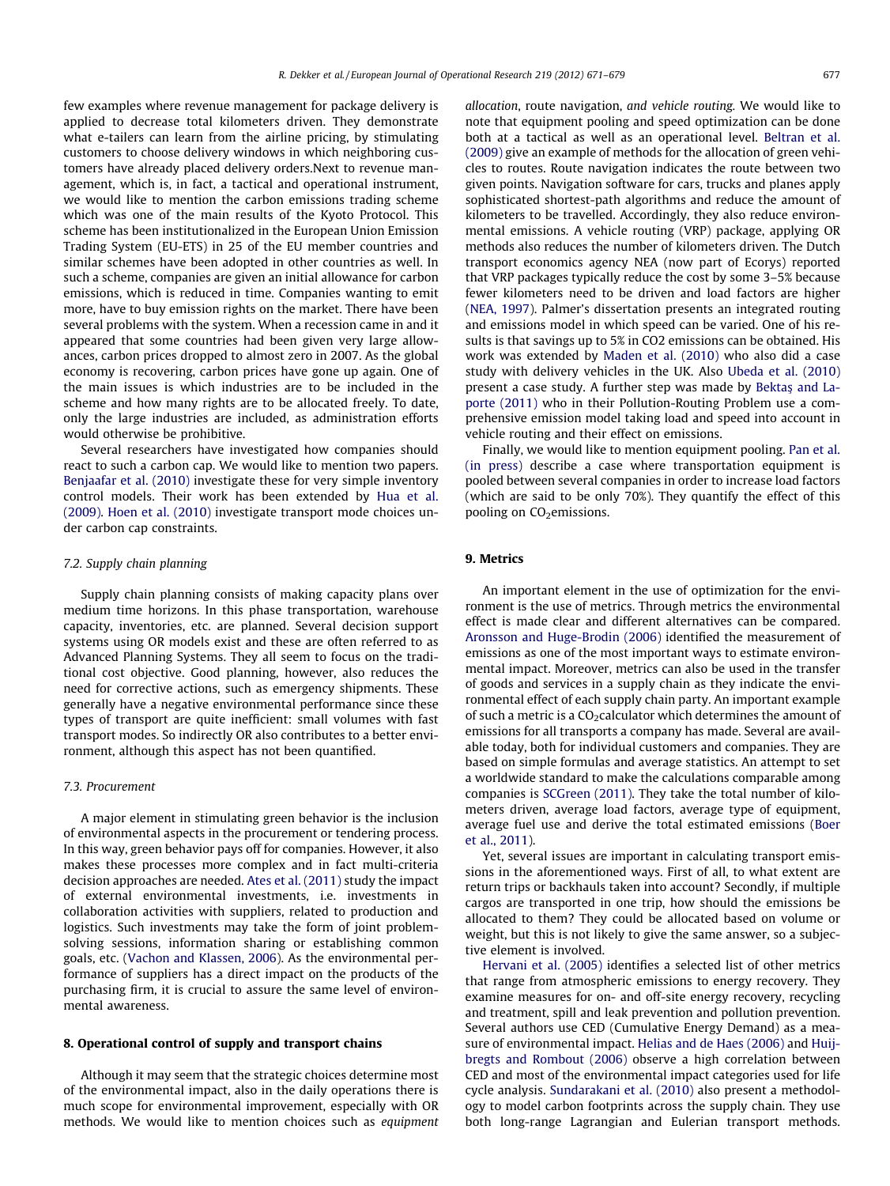few examples where revenue management for package delivery is applied to decrease total kilometers driven. They demonstrate what e-tailers can learn from the airline pricing, by stimulating customers to choose delivery windows in which neighboring customers have already placed delivery orders.Next to revenue management, which is, in fact, a tactical and operational instrument, we would like to mention the carbon emissions trading scheme which was one of the main results of the Kyoto Protocol. This scheme has been institutionalized in the European Union Emission Trading System (EU-ETS) in 25 of the EU member countries and similar schemes have been adopted in other countries as well. In such a scheme, companies are given an initial allowance for carbon emissions, which is reduced in time. Companies wanting to emit more, have to buy emission rights on the market. There have been several problems with the system. When a recession came in and it appeared that some countries had been given very large allowances, carbon prices dropped to almost zero in 2007. As the global economy is recovering, carbon prices have gone up again. One of the main issues is which industries are to be included in the scheme and how many rights are to be allocated freely. To date, only the large industries are included, as administration efforts would otherwise be prohibitive.

Several researchers have investigated how companies should react to such a carbon cap. We would like to mention two papers. Benjaafar et al. (2010) investigate these for very simple inventory control models. Their work has been extended by Hua et al. (2009). Hoen et al. (2010) investigate transport mode choices under carbon cap constraints.

### 7.2. Supply chain planning

Supply chain planning consists of making capacity plans over medium time horizons. In this phase transportation, warehouse capacity, inventories, etc. are planned. Several decision support systems using OR models exist and these are often referred to as Advanced Planning Systems. They all seem to focus on the traditional cost objective. Good planning, however, also reduces the need for corrective actions, such as emergency shipments. These generally have a negative environmental performance since these types of transport are quite inefficient: small volumes with fast transport modes. So indirectly OR also contributes to a better environment, although this aspect has not been quantified.

### 7.3. Procurement

A major element in stimulating green behavior is the inclusion of environmental aspects in the procurement or tendering process. In this way, green behavior pays off for companies. However, it also makes these processes more complex and in fact multi-criteria decision approaches are needed. Ates et al. (2011) study the impact of external environmental investments, i.e. investments in collaboration activities with suppliers, related to production and logistics. Such investments may take the form of joint problem-solving sessions, information sharing or establishing common goals, etc. (Vachon and Klassen, 2006). As the environmental performance of suppliers has a direct impact on the products of the purchasing firm, it is crucial to assure the same level of environmental awareness.

## 8. Operational control of supply and transport chains

Although it may seem that the strategic choices determine most of the environmental impact, also in the daily operations there is much scope for environmental improvement, especially with OR methods. We would like to mention choices such as *equipment allocation*, route navigation, *and vehicle routing.* We would like to note that equipment pooling and speed optimization can be done both at a tactical as well as an operational level. Beltran et al. (2009) give an example of methods for the allocation of green vehicles to routes. Route navigation indicates the route between two given points. Navigation software for cars, trucks and planes apply sophisticated shortest-path algorithms and reduce the amount of kilometers to be travelled. Accordingly, they also reduce environmental emissions. A vehicle routing (VRP) package, applying OR methods also reduces the number of kilometers driven. The Dutch transport economics agency NEA (now part of Ecorys) reported that VRP packages typically reduce the cost by some 3–5% because fewer kilometers need to be driven and load factors are higher (NEA, 1997). Palmer's dissertation presents an integrated routing and emissions model in which speed can be varied. One of his results is that savings up to 5% in CO2 emissions can be obtained. His work was extended by Maden et al. (2010) who also did a case study with delivery vehicles in the UK. Also Ubeda et al. (2010) present a case study. A further step was made by Bektaş and Laporte (2011) who in their Pollution-Routing Problem use a comprehensive emission model taking load and speed into account in vehicle routing and their effect on emissions.

Finally, we would like to mention equipment pooling. Pan et al. (in press) describe a case where transportation equipment is pooled between several companies in order to increase load factors (which are said to be only 70%). They quantify the effect of this pooling on $CO_2$emissions.

## 9. Metrics

An important element in the use of optimization for the environment is the use of metrics. Through metrics the environmental effect is made clear and different alternatives can be compared. Aronsson and Huge-Brodin (2006) identified the measurement of emissions as one of the most important ways to estimate environmental impact. Moreover, metrics can also be used in the transfer of goods and services in a supply chain as they indicate the environmental effect of each supply chain party. An important example of such a metric is a $CO_2$calculator which determines the amount of emissions for all transports a company has made. Several are available today, both for individual customers and companies. They are based on simple formulas and average statistics. An attempt to set a worldwide standard to make the calculations comparable among companies is SCGreen (2011). They take the total number of kilometers driven, average load factors, average type of equipment, average fuel use and derive the total estimated emissions (Boer et al., 2011).

Yet, several issues are important in calculating transport emissions in the aforementioned ways. First of all, to what extent are return trips or backhauls taken into account? Secondly, if multiple cargos are transported in one trip, how should the emissions be allocated to them? They could be allocated based on volume or weight, but this is not likely to give the same answer, so a subjective element is involved.

Hervani et al. (2005) identifies a selected list of other metrics that range from atmospheric emissions to energy recovery. They examine measures for on- and off-site energy recovery, recycling and treatment, spill and leak prevention and pollution prevention. Several authors use CED (Cumulative Energy Demand) as a measure of environmental impact. Helias and de Haes (2006) and Huijbregts and Rombout (2006) observe a high correlation between CED and most of the environmental impact categories used for life cycle analysis. Sundarakani et al. (2010) also present a methodology to model carbon footprints across the supply chain. They use both long-range Lagrangian and Eulerian transport methods.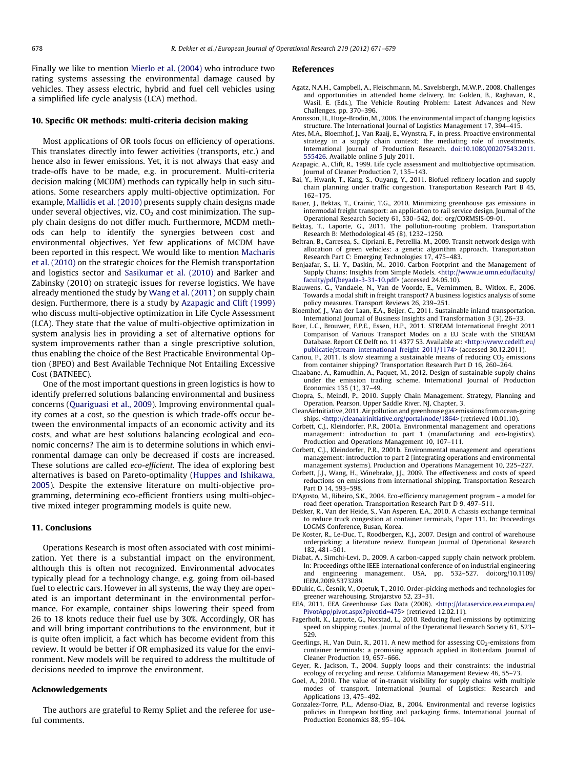Finally we like to mention Mierlo et al. (2004) who introduce two rating systems assessing the environmental damage caused by vehicles. They assess electric, hybrid and fuel cell vehicles using a simplified life cycle analysis (LCA) method.

## 10. Specific OR methods: multi-criteria decision making

Most applications of OR tools focus on efficiency of operations. This translates directly into fewer activities (transports, etc.) and hence also in fewer emissions. Yet, it is not always that easy and trade-offs have to be made, e.g. in procurement. Multi-criteria decision making (MCDM) methods can typically help in such situations. Some researchers apply multi-objective optimization. For example, Mallidis et al. (2010) presents supply chain designs made under several objectives, viz. $CO_2$ and cost minimization. The supply chain designs do not differ much. Furthermore, MCDM methods can help to identify the synergies between cost and environmental objectives. Yet few applications of MCDM have been reported in this respect. We would like to mention Macharis et al. (2010) on the strategic choices for the Flemish transportation and logistics sector and Sasikumar et al. (2010) and Barker and Zabinsky (2010) on strategic issues for reverse logistics. We have already mentioned the study by Wang et al. (2011) on supply chain design. Furthermore, there is a study by Azapagic and Clift (1999) who discuss multi-objective optimization in Life Cycle Assessment (LCA). They state that the value of multi-objective optimization in system analysis lies in providing a set of alternative options for system improvements rather than a single prescriptive solution, thus enabling the choice of the Best Practicable Environmental Option (BPEO) and Best Available Technique Not Entailing Excessive Cost (BATNEEC).

One of the most important questions in green logistics is how to identify preferred solutions balancing environmental and business concerns (Quariguasi et al., 2009). Improving environmental quality comes at a cost, so the question is which trade-offs occur between the environmental impacts of an economic activity and its costs, and what are best solutions balancing ecological and economic concerns? The aim is to determine solutions in which environmental damage can only be decreased if costs are increased. These solutions are called *eco-efficient*. The idea of exploring best alternatives is based on Pareto-optimality (Huppes and Ishikawa, 2005). Despite the extensive literature on multi-objective programming, determining eco-efficient frontiers using multi-objective mixed integer programming models is quite new.

## 11. Conclusions

Operations Research is most often associated with cost minimization. Yet there is a substantial impact on the environment, although this is often not recognized. Environmental advocates typically plead for a technology change, e.g. going from oil-based fuel to electric cars. However in all systems, the way they are operated is an important determinant in the environmental performance. For example, container ships lowering their speed from 26 to 18 knots reduce their fuel use by 30%. Accordingly, OR has and will bring important contributions to the environment, but it is quite often implicit, a fact which has become evident from this review. It would be better if OR emphasized its value for the environment. New models will be required to address the multitude of decisions needed to improve the environment.

## Acknowledgements

The authors are grateful to Remy Spliet and the referee for useful comments.

## References

Agatz, N.A.H., Campbell, A., Fleischmann, M., Savelsbergh, M.W.P., 2008. Challenges and opportunities in attended home delivery. In: Golden, B., Raghavan, R., Wasil, E. (Eds.), The Vehicle Routing Problem: Latest Advances and New Challenges, pp. 370–396.

Aronsson, H., Huge-Brodin, M., 2006. The environmental impact of changing logistics structure. The International Journal of Logistics Management 17, 394–415.

Ates, M.A., Bloemhof, J., Van Raaij, E., Wynstra, F., in press. Proactive environmental strategy in a supply chain context; the mediating role of investments. International Journal of Production Research. doi:10.1080/00207543.2011.555426. Available online 5 July 2011.

Azapagic, A., Clift, R., 1999. Life cycle assessment and multiobjective optimisation. Journal of Cleaner Production 7, 135–143.

Bai, Y., Hwank, T., Kang, S., Ouyang, Y., 2011. Biofuel refinery location and supply chain planning under traffic congestion. Transportation Research Part B 45, 162–175.

Bauer, J., Bektas, T., Crainic, T.G., 2010. Minimizing greenhouse gas emissions in intermodal freight transport: an application to rail service design. Journal of the Operational Research Society 61, 530–542, doi: org/CORMSIS-09-01.

Bektaş, T., Laporte, G., 2011. The pollution-routing problem. Transportation Research B: Methodological 45 (8), 1232–1250.

Beltran, B., Carresea, S., Cipriani, E., Petrellia, M., 2009. Transit network design with allocation of green vehicles: a genetic algorithm approach. Transportation Research Part C: Emerging Technologies 17, 475–483.

Benjaafar, S., Li, Y., Daskin, M., 2010. Carbon Footprint and the Management of Supply Chains: Insights from Simple Models. <http://www.ie.umn.edu/faculty/faculty/pdf/beyada-3-31-10.pdf> (accessed 24.05.10).

Blauwens, G., Vandaele, N., Van de Voorde, E., Vernimmen, B., Witlox, F., 2006. Towards a modal shift in freight transport? A business logistics analysis of some policy measures. Transport Reviews 26, 239–251.

Bloemhof, J., Van der Laan, E.A., Beijer, C., 2011. Sustainable inland transportation. International Journal of Business Insights and Transformation 3 (3), 26–33.

Boer, L.C., Brouwer, F.P.E., Essen, H.P., 2011. STREAM International Freight 2011 Comparison of Various Transport Modes on a EU Scale with the STREAM Database. Report CE Delft no. 11 4377 53. Available at: <http://www.cedelft.eu/publicatie/stream_international_freight_2011/1174> (accessed 30.12.2011).

Cariou, P., 2011. Is slow steaming a sustainable means of reducing $CO_2$ emissions from container shipping? Transportation Research Part D 16, 260–264.

Chaabane, A., Ramudhin, A., Paquet, M., 2012. Design of sustainable supply chains under the emission trading scheme. International Journal of Production Economics 135 (1), 37–49.

Chopra, S., Meindl, P., 2010. Supply Chain Management, Strategy, Planning and Operation. Pearson, Upper Saddle River, NJ, Chapter, 3.

CleanAirInitiative, 2011. Air pollution and greenhouse gas emissions from ocean-going ships. <http://cleanairinitiative.org/portal/node/1864> (retrieved 10.01.10).

Corbett, C.J., Kleindorfer, P.R., 2001a. Environmental management and operations management: introduction to part 1 (manufacturing and eco-logistics). Production and Operations Management 10, 107–111.

Corbett, C.J., Kleindorfer, P.R., 2001b. Environmental management and operations management: introduction to part 2 (integrating operations and environmental management systems). Production and Operations Management 10, 225–227.

Corbett, J.J., Wang, H., Winebrake, J.J., 2009. The effectiveness and costs of speed reductions on emissions from international shipping. Transportation Research Part D 14, 593–598.

D'Agosto, M., Ribeiro, S.K., 2004. Eco-efficiency management program – a model for road fleet operation. Transportation Research Part D 9, 497–511.

Dekker, R., Van der Heide, S., Van Asperen, E.A., 2010. A chassis exchange terminal to reduce truck congestion at container terminals, Paper 111. In: Proceedings LOGMS Conference, Busan, Korea.

De Koster, R., Le-Duc, T., Roodbergen, K.J., 2007. Design and control of warehouse orderpicking: a literature review. European Journal of Operational Research 182, 481–501.

Diabat, A., Simchi-Levi, D., 2009. A carbon-capped supply chain network problem. In: Proceedings ofthe IEEE international conference of on industrial engineering and engineering management, USA, pp. 532–527. doi:org/10.1109/IEEM.2009.5373289.

ÐDukic, G., Česnik, V., Opetuk, T., 2010. Order-picking methods and technologies for greener warehousing. Strojarstvo 52, 23–31.

EEA, 2011. EEA Greenhouse Gas Data (2008). <http://dataservice.eea.europa.eu/PivotApp/pivot.aspx?pivotid=475> (retrieved 12.02.11).

Fagerholt, K., Laporte, G., Norstad, L., 2010. Reducing fuel emissions by optimizing speed on shipping routes. Journal of the Operational Research Society 61, 523–529.

Geerlings, H., Van Duin, R., 2011. A new method for assessing $CO_2$-emissions from container terminals: a promising approach applied in Rotterdam. Journal of Cleaner Production 19, 657–666.

Geyer, R., Jackson, T., 2004. Supply loops and their constraints: the industrial ecology of recycling and reuse. California Management Review 46, 55–73.

Goel, A., 2010. The value of in-transit visibility for supply chains with multiple modes of transport. International Journal of Logistics: Research and Applications 13, 475–492.

Gonzalez-Torre, P.L., Adenso-Diaz, B., 2004. Environmental and reverse logistics policies in European bottling and packaging firms. International Journal of Production Economics 88, 95–104.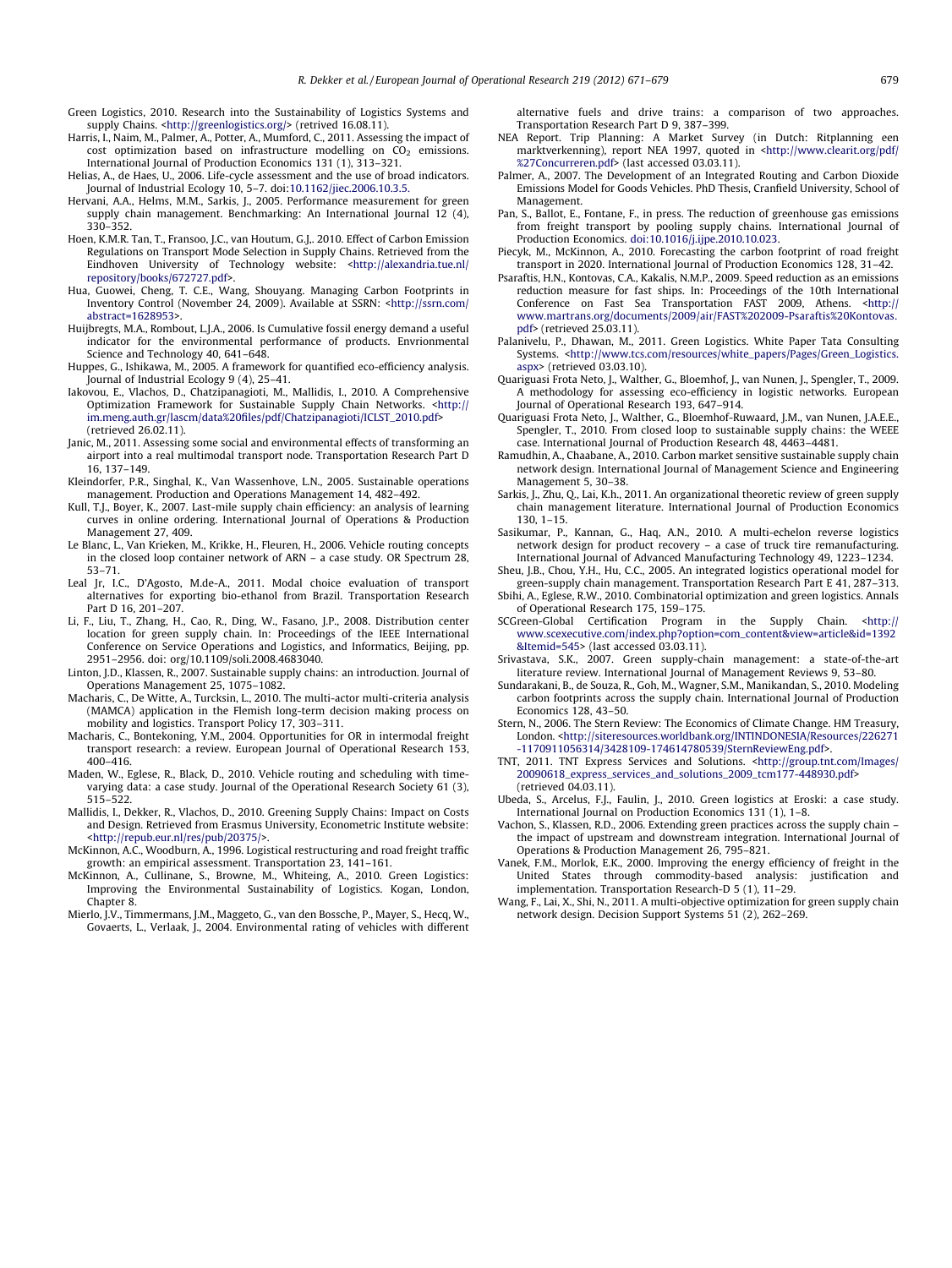Green Logistics, 2010. Research into the Sustainability of Logistics Systems and supply Chains. <http://greenlogistics.org/> (retrived 16.08.11).

Harris, I., Naim, M., Palmer, A., Potter, A., Mumford, C., 2011. Assessing the impact of cost optimization based on infrastructure modelling on $CO_2$ emissions. International Journal of Production Economics 131 (1), 313–321.

Helias, A., de Haes, U., 2006. Life-cycle assessment and the use of broad indicators. Journal of Industrial Ecology 10, 5–7. doi:10.1162/jiec.2006.10.3.5.

Hervani, A.A., Helms, M.M., Sarkis, J., 2005. Performance measurement for green supply chain management. Benchmarking: An International Journal 12 (4), 330–352.

Hoen, K.M.R. Tan, T., Fransoo, J.C., van Houtum, G.J,. 2010. Effect of Carbon Emission Regulations on Transport Mode Selection in Supply Chains. Retrieved from the Eindhoven University of Technology website: <http://alexandria.tue.nl/repository/books/672727.pdf>.

Hua, Guowei, Cheng, T. C.E., Wang, Shouyang. Managing Carbon Footprints in Inventory Control (November 24, 2009). Available at SSRN: <http://ssrn.com/abstract=1628953>.

Huijbregts, M.A., Rombout, L.J.A., 2006. Is Cumulative fossil energy demand a useful indicator for the environmental performance of products. Envrionmental Science and Technology 40, 641–648.

Huppes, G., Ishikawa, M., 2005. A framework for quantified eco-efficiency analysis. Journal of Industrial Ecology 9 (4), 25–41.

Iakovou, E., Vlachos, D., Chatzipanagioti, M., Mallidis, I., 2010. A Comprehensive Optimization Framework for Sustainable Supply Chain Networks. <http://im.meng.auth.gr/lascm/data%20files/pdf/Chatzipanagioti/ICLST_2010.pdf> (retrieved 26.02.11).

Janic, M., 2011. Assessing some social and environmental effects of transforming an airport into a real multimodal transport node. Transportation Research Part D 16, 137–149.

Kleindorfer, P.R., Singhal, K., Van Wassenhove, L.N., 2005. Sustainable operations management. Production and Operations Management 14, 482–492.

Kull, T.J., Boyer, K., 2007. Last-mile supply chain efficiency: an analysis of learning curves in online ordering. International Journal of Operations & Production Management 27, 409.

Le Blanc, L., Van Krieken, M., Krikke, H., Fleuren, H., 2006. Vehicle routing concepts in the closed loop container network of ARN – a case study. OR Spectrum 28, 53–71.

Leal Jr, I.C., D'Agosto, M.de-A., 2011. Modal choice evaluation of transport alternatives for exporting bio-ethanol from Brazil. Transportation Research Part D 16, 201–207.

Li, F., Liu, T., Zhang, H., Cao, R., Ding, W., Fasano, J.P., 2008. Distribution center location for green supply chain. In: Proceedings of the IEEE International Conference on Service Operations and Logistics, and Informatics, Beijing, pp. 2951–2956. doi: org/10.1109/soli.2008.4683040.

Linton, J.D., Klassen, R., 2007. Sustainable supply chains: an introduction. Journal of Operations Management 25, 1075–1082.

Macharis, C., De Witte, A., Turcksin, L., 2010. The multi-actor multi-criteria analysis (MAMCA) application in the Flemish long-term decision making process on mobility and logistics. Transport Policy 17, 303–311.

Macharis, C., Bontekoning, Y.M., 2004. Opportunities for OR in intermodal freight transport research: a review. European Journal of Operational Research 153, 400–416.

Maden, W., Eglese, R., Black, D., 2010. Vehicle routing and scheduling with time-varying data: a case study. Journal of the Operational Research Society 61 (3), 515–522.

Mallidis, I., Dekker, R., Vlachos, D., 2010. Greening Supply Chains: Impact on Costs and Design. Retrieved from Erasmus University, Econometric Institute website: <http://repub.eur.nl/res/pub/20375/>.

McKinnon, A.C., Woodburn, A., 1996. Logistical restructuring and road freight traffic growth: an empirical assessment. Transportation 23, 141–161.

McKinnon, A., Cullinane, S., Browne, M., Whiteing, A., 2010. Green Logistics: Improving the Environmental Sustainability of Logistics. Kogan, London, Chapter 8.

Mierlo, J.V., Timmermans, J.M., Maggeto, G., van den Bossche, P., Mayer, S., Hecq, W., Govaerts, L., Verlaak, J., 2004. Environmental rating of vehicles with different alternative fuels and drive trains: a comparison of two approaches. Transportation Research Part D 9, 387–399.

NEA Report. Trip Planning: A Market Survey (in Dutch: Ritplanning een marktverkenning), report NEA 1997, quoted in <http://www.clearit.org/pdf/%27Concurreren.pdf> (last accessed 03.03.11).

Palmer, A., 2007. The Development of an Integrated Routing and Carbon Dioxide Emissions Model for Goods Vehicles. PhD Thesis, Cranfield University, School of Management.

Pan, S., Ballot, E., Fontane, F., in press. The reduction of greenhouse gas emissions from freight transport by pooling supply chains. International Journal of Production Economics. doi:10.1016/j.ijpe.2010.10.023.

Piecyk, M., McKinnon, A., 2010. Forecasting the carbon footprint of road freight transport in 2020. International Journal of Production Economics 128, 31–42.

Psaraftis, H.N., Kontovas, C.A., Kakalis, N.M.P., 2009. Speed reduction as an emissions reduction measure for fast ships. In: Proceedings of the 10th International Conference on Fast Sea Transportation FAST 2009, Athens. <http://www.martrans.org/documents/2009/air/FAST%202009-Psaraftis%20Kontovas.pdf> (retrieved 25.03.11).

Palanivelu, P., Dhawan, M., 2011. Green Logistics. White Paper Tata Consulting Systems. <http://www.tcs.com/resources/white_papers/Pages/Green_Logistics.aspx> (retrieved 03.03.10).

Quariguasi Frota Neto, J., Walther, G., Bloemhof, J., van Nunen, J., Spengler, T., 2009. A methodology for assessing eco-efficiency in logistic networks. European Journal of Operational Research 193, 647–914.

Quariguasi Frota Neto, J., Walther, G., Bloemhof-Ruwaard, J.M., van Nunen, J.A.E.E., Spengler, T., 2010. From closed loop to sustainable supply chains: the WEEE case. International Journal of Production Research 48, 4463–4481.

Ramudhin, A., Chaabane, A., 2010. Carbon market sensitive sustainable supply chain network design. International Journal of Management Science and Engineering Management 5, 30–38.

Sarkis, J., Zhu, Q., Lai, K.h., 2011. An organizational theoretic review of green supply chain management literature. International Journal of Production Economics 130, 1–15.

Sasikumar, P., Kannan, G., Haq, A.N., 2010. A multi-echelon reverse logistics network design for product recovery – a case of truck tire remanufacturing. International Journal of Advanced Manufacturing Technology 49, 1223–1234.

Sheu, J.B., Chou, Y.H., Hu, C.C., 2005. An integrated logistics operational model for green-supply chain management. Transportation Research Part E 41, 287–313.

Sbihi, A., Eglese, R.W., 2010. Combinatorial optimization and green logistics. Annals of Operational Research 175, 159–175.

SCGreen-Global Certification Program in the Supply Chain. <http://www.scexecutive.com/index.php?option=com_content&view=article&id=1392&Itemid=545> (last accessed 03.03.11).

Srivastava, S.K., 2007. Green supply-chain management: a state-of-the-art literature review. International Journal of Management Reviews 9, 53–80.

Sundarakani, B., de Souza, R., Goh, M., Wagner, S.M., Manikandan, S., 2010. Modeling carbon footprints across the supply chain. International Journal of Production Economics 128, 43–50.

Stern, N., 2006. The Stern Review: The Economics of Climate Change. HM Treasury, London. <http://siteresources.worldbank.org/INTINDONESIA/Resources/226271-1170911056314/3428109-174614780539/SternReviewEng.pdf>.

TNT, 2011. TNT Express Services and Solutions. <http://group.tnt.com/Images/20090618_express_services_and_solutions_2009_tcm177-448930.pdf> (retrieved 04.03.11).

Ubeda, S., Arcelus, F.J., Faulin, J., 2010. Green logistics at Eroski: a case study. International Journal on Production Economics 131 (1), 1–8.

Vachon, S., Klassen, R.D., 2006. Extending green practices across the supply chain – the impact of upstream and downstream integration. International Journal of Operations & Production Management 26, 795–821.

Vanek, F.M., Morlok, E.K., 2000. Improving the energy efficiency of freight in the United States through commodity-based analysis: justification and implementation. Transportation Research-D 5 (1), 11–29.

Wang, F., Lai, X., Shi, N., 2011. A multi-objective optimization for green supply chain network design. Decision Support Systems 51 (2), 262–269.